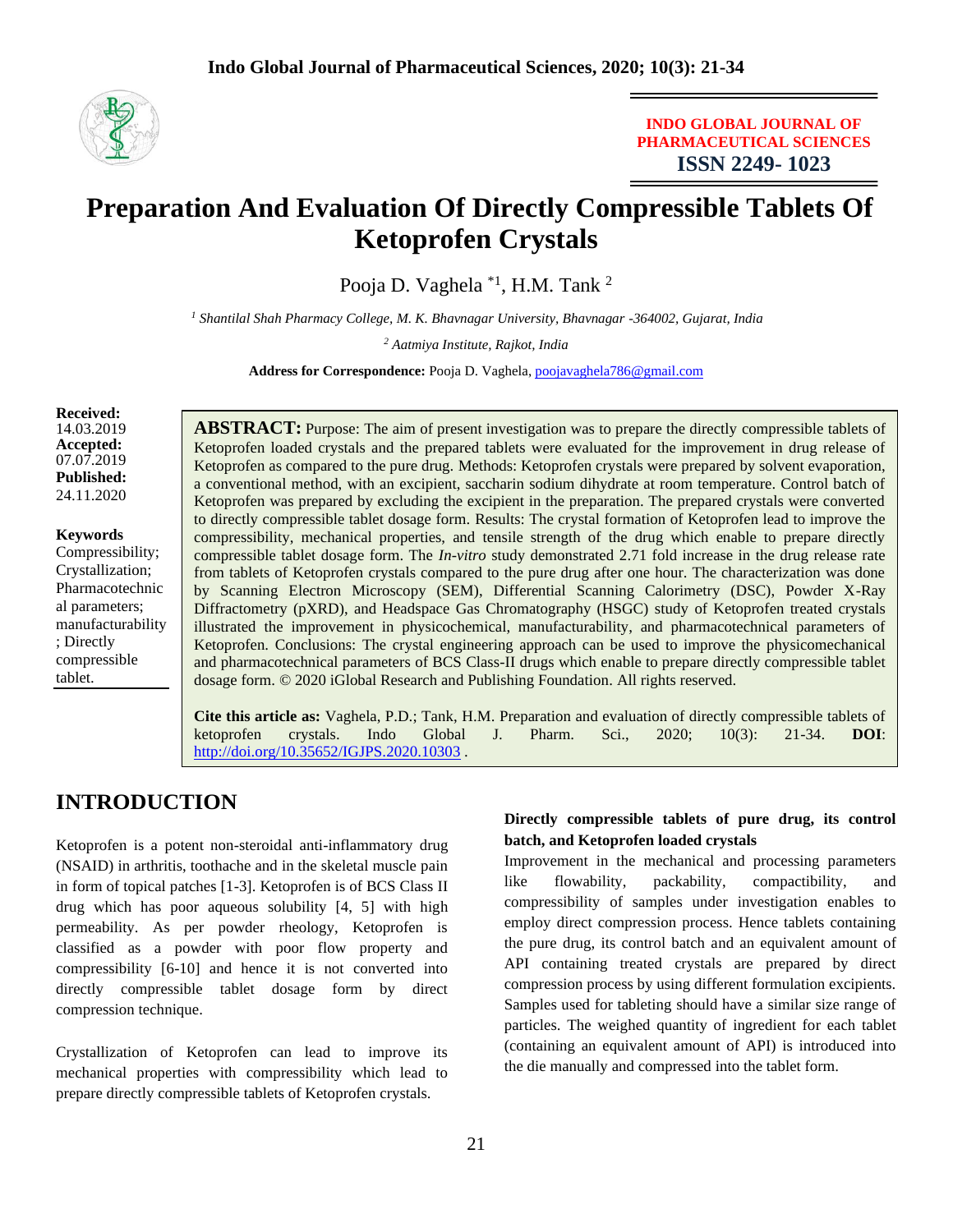INDO GLOBAL JOURNAL OF PHARMACEUTICAL SCIENCES

ISSN 2249- 1023

# Preparation And Evaluation Of Directly Compressible Tablets Of Ketoprofen Crystals

Pooja D. Vaghela [*1], H.M. Tank [2]

[1] *Shantilal Shah Pharmacy College, M. K. Bhavnagar University, Bhavnagar -364002, Gujarat, India*

[2] *Aatmiya Institute, Rajkot, India*

**Address for Correspondence:** Pooja D. Vaghela, poojavaghela786@gmail.com

**Received:** 14.03.2019
**Accepted:** 07.07.2019
**Published:** 24.11.2020

**Keywords**
Compressibility; Crystallization; Pharmacotechnical parameters; manufacturability; Directly compressible tablet.

**ABSTRACT:** Purpose: The aim of present investigation was to prepare the directly compressible tablets of Ketoprofen loaded crystals and the prepared tablets were evaluated for the improvement in drug release of Ketoprofen as compared to the pure drug. Methods: Ketoprofen crystals were prepared by solvent evaporation, a conventional method, with an excipient, saccharin sodium dihydrate at room temperature. Control batch of Ketoprofen was prepared by excluding the excipient in the preparation. The prepared crystals were converted to directly compressible tablet dosage form. Results: The crystal formation of Ketoprofen lead to improve the compressibility, mechanical properties, and tensile strength of the drug which enable to prepare directly compressible tablet dosage form. The *In-vitro* study demonstrated 2.71 fold increase in the drug release rate from tablets of Ketoprofen crystals compared to the pure drug after one hour. The characterization was done by Scanning Electron Microscopy (SEM), Differential Scanning Calorimetry (DSC), Powder X-Ray Diffractometry (pXRD), and Headspace Gas Chromatography (HSGC) study of Ketoprofen treated crystals illustrated the improvement in physicochemical, manufacturability, and pharmacotechnical parameters of Ketoprofen. Conclusions: The crystal engineering approach can be used to improve the physicomechanical and pharmacotechnical parameters of BCS Class-II drugs which enable to prepare directly compressible tablet dosage form. © 2020 iGlobal Research and Publishing Foundation. All rights reserved.

**Cite this article as:** Vaghela, P.D.; Tank, H.M. Preparation and evaluation of directly compressible tablets of ketoprofen crystals. Indo Global J. Pharm. Sci., 2020; 10(3): 21-34. **DOI**: http://doi.org/10.35652/IGJPS.2020.10303 .

## INTRODUCTION

Ketoprofen is a potent non-steroidal anti-inflammatory drug (NSAID) in arthritis, toothache and in the skeletal muscle pain in form of topical patches [1-3]. Ketoprofen is of BCS Class II drug which has poor aqueous solubility [4, 5] with high permeability. As per powder rheology, Ketoprofen is classified as a powder with poor flow property and compressibility [6-10] and hence it is not converted into directly compressible tablet dosage form by direct compression technique.

Crystallization of Ketoprofen can lead to improve its mechanical properties with compressibility which lead to prepare directly compressible tablets of Ketoprofen crystals.

**Directly compressible tablets of pure drug, its control batch, and Ketoprofen loaded crystals**

Improvement in the mechanical and processing parameters like flowability, packability, compactibility, and compressibility of samples under investigation enables to employ direct compression process. Hence tablets containing the pure drug, its control batch and an equivalent amount of API containing treated crystals are prepared by direct compression process by using different formulation excipients. Samples used for tableting should have a similar size range of particles. The weighed quantity of ingredient for each tablet (containing an equivalent amount of API) is introduced into the die manually and compressed into the tablet form.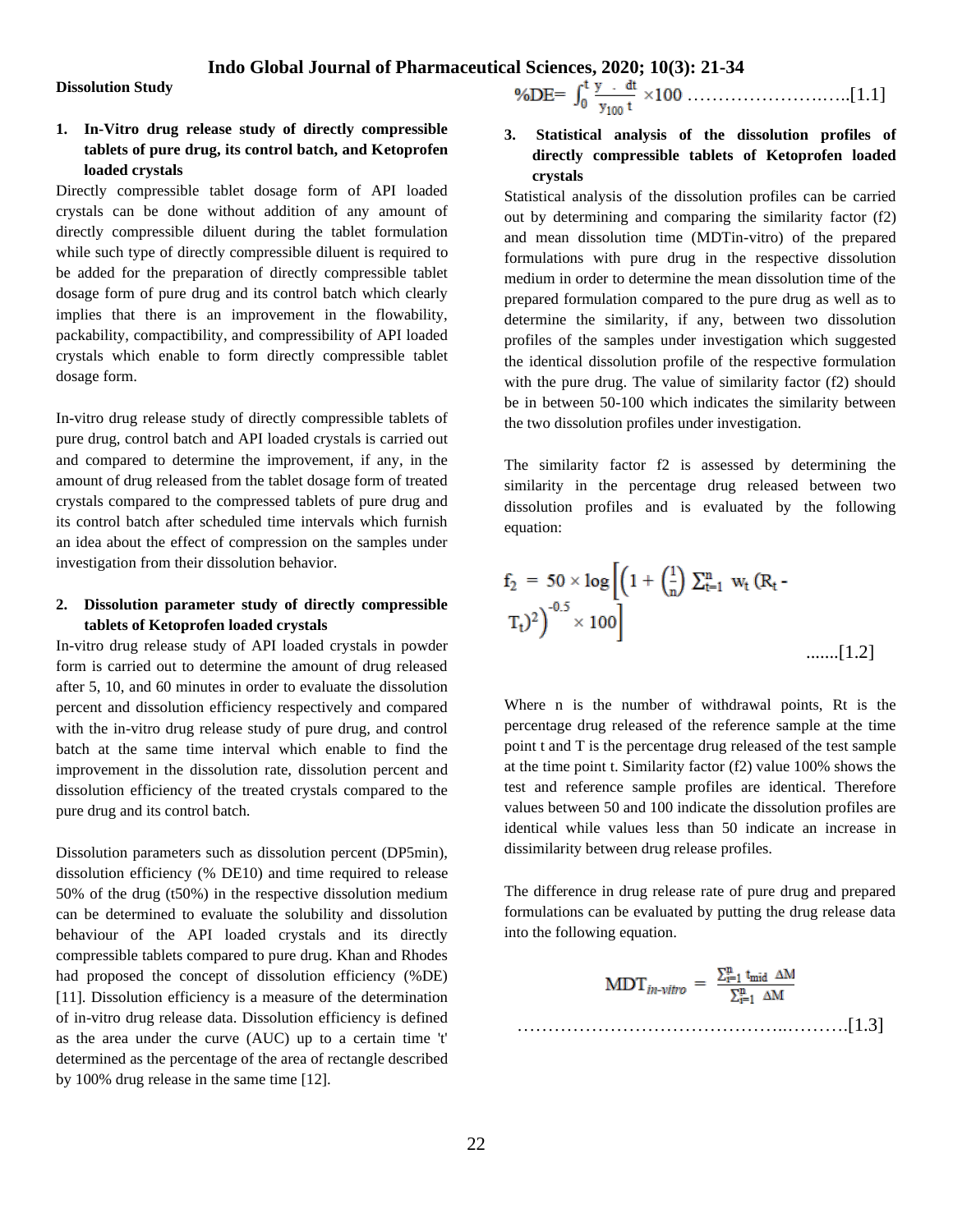**Dissolution Study**

1. **In-Vitro drug release study of directly compressible tablets of pure drug, its control batch, and Ketoprofen loaded crystals**

Directly compressible tablet dosage form of API loaded crystals can be done without addition of any amount of directly compressible diluent during the tablet formulation while such type of directly compressible diluent is required to be added for the preparation of directly compressible tablet dosage form of pure drug and its control batch which clearly implies that there is an improvement in the flowability, packability, compactibility, and compressibility of API loaded crystals which enable to form directly compressible tablet dosage form.

In-vitro drug release study of directly compressible tablets of pure drug, control batch and API loaded crystals is carried out and compared to determine the improvement, if any, in the amount of drug released from the tablet dosage form of treated crystals compared to the compressed tablets of pure drug and its control batch after scheduled time intervals which furnish an idea about the effect of compression on the samples under investigation from their dissolution behavior.

2. **Dissolution parameter study of directly compressible tablets of Ketoprofen loaded crystals**

In-vitro drug release study of API loaded crystals in powder form is carried out to determine the amount of drug released after 5, 10, and 60 minutes in order to evaluate the dissolution percent and dissolution efficiency respectively and compared with the in-vitro drug release study of pure drug, and control batch at the same time interval which enable to find the improvement in the dissolution rate, dissolution percent and dissolution efficiency of the treated crystals compared to the pure drug and its control batch.

Dissolution parameters such as dissolution percent ($DP_{5min}$), dissolution efficiency (% $DE_{10}$) and time required to release 50% of the drug ($t_{50\%}$) in the respective dissolution medium can be determined to evaluate the solubility and dissolution behaviour of the API loaded crystals and its directly compressible tablets compared to pure drug. Khan and Rhodes had proposed the concept of dissolution efficiency (%DE) [11]. Dissolution efficiency is a measure of the determination of in-vitro drug release data. Dissolution efficiency is defined as the area under the curve (AUC) up to a certain time 't' determined as the percentage of the area of rectangle described by 100% drug release in the same time [12].

$$\%DE = \int_0^t \frac{y \cdot dt}{y_{100}\, t} \times 100 \quad \text{……………………..[1.1]}$$

3. **Statistical analysis of the dissolution profiles of directly compressible tablets of Ketoprofen loaded crystals**

Statistical analysis of the dissolution profiles can be carried out by determining and comparing the similarity factor (f2) and mean dissolution time (MDTin-vitro) of the prepared formulations with pure drug in the respective dissolution medium in order to determine the mean dissolution time of the prepared formulation compared to the pure drug as well as to determine the similarity, if any, between two dissolution profiles of the samples under investigation which suggested the identical dissolution profile of the respective formulation with the pure drug. The value of similarity factor (f2) should be in between 50-100 which indicates the similarity between the two dissolution profiles under investigation.

The similarity factor f2 is assessed by determining the similarity in the percentage drug released between two dissolution profiles and is evaluated by the following equation:

$$f_2 = 50 \times \log\left[\left(1 + \left(\frac{1}{n}\right) \sum_{t=1}^{n} w_t (R_t - T_t)^2\right)^{-0.5} \times 100\right] \quad \text{.......[1.2]}$$

Where n is the number of withdrawal points, Rt is the percentage drug released of the reference sample at the time point t and T is the percentage drug released of the test sample at the time point t. Similarity factor (f2) value 100% shows the test and reference sample profiles are identical. Therefore values between 50 and 100 indicate the dissolution profiles are identical while values less than 50 indicate an increase in dissimilarity between drug release profiles.

The difference in drug release rate of pure drug and prepared formulations can be evaluated by putting the drug release data into the following equation.

$$MDT_{in\text{-}vitro} = \frac{\sum_{i=1}^{n} t_{mid}\, \Delta M}{\sum_{i=1}^{n} \Delta M} \quad \text{……………………………………..……….[1.3]}$$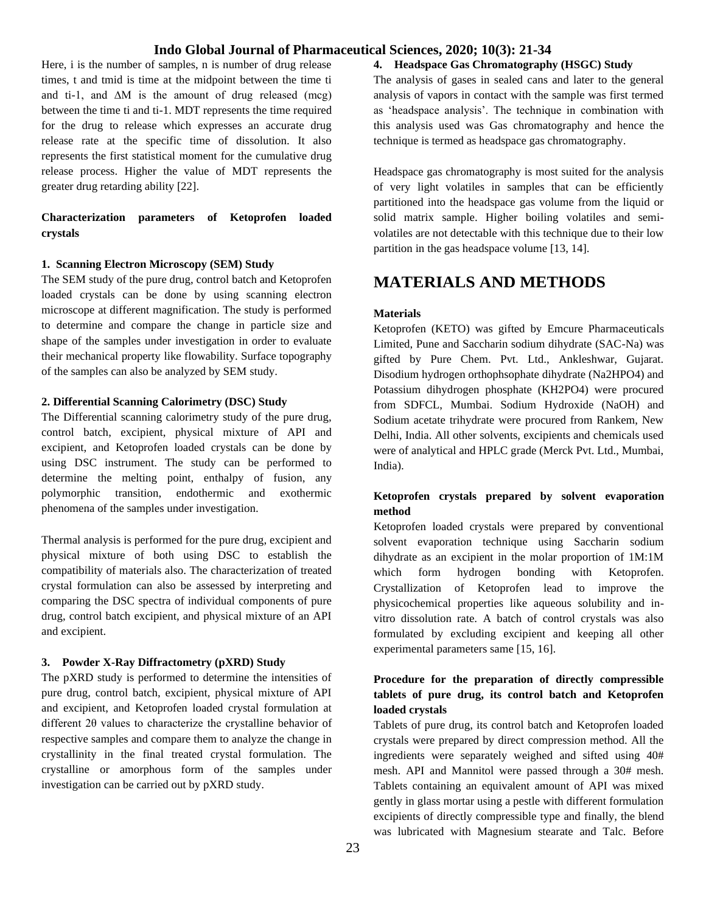Here, i is the number of samples, n is number of drug release times, t and tmid is time at the midpoint between the time ti and ti-1, and ΔM is the amount of drug released (mcg) between the time ti and ti-1. MDT represents the time required for the drug to release which expresses an accurate drug release rate at the specific time of dissolution. It also represents the first statistical moment for the cumulative drug release process. Higher the value of MDT represents the greater drug retarding ability [22].

**Characterization parameters of Ketoprofen loaded crystals**

**1. Scanning Electron Microscopy (SEM) Study**

The SEM study of the pure drug, control batch and Ketoprofen loaded crystals can be done by using scanning electron microscope at different magnification. The study is performed to determine and compare the change in particle size and shape of the samples under investigation in order to evaluate their mechanical property like flowability. Surface topography of the samples can also be analyzed by SEM study.

**2. Differential Scanning Calorimetry (DSC) Study**

The Differential scanning calorimetry study of the pure drug, control batch, excipient, physical mixture of API and excipient, and Ketoprofen loaded crystals can be done by using DSC instrument. The study can be performed to determine the melting point, enthalpy of fusion, any polymorphic transition, endothermic and exothermic phenomena of the samples under investigation.

Thermal analysis is performed for the pure drug, excipient and physical mixture of both using DSC to establish the compatibility of materials also. The characterization of treated crystal formulation can also be assessed by interpreting and comparing the DSC spectra of individual components of pure drug, control batch excipient, and physical mixture of an API and excipient.

**3. Powder X-Ray Diffractometry (pXRD) Study**

The pXRD study is performed to determine the intensities of pure drug, control batch, excipient, physical mixture of API and excipient, and Ketoprofen loaded crystal formulation at different 2θ values to characterize the crystalline behavior of respective samples and compare them to analyze the change in crystallinity in the final treated crystal formulation. The crystalline or amorphous form of the samples under investigation can be carried out by pXRD study.

**4. Headspace Gas Chromatography (HSGC) Study**

The analysis of gases in sealed cans and later to the general analysis of vapors in contact with the sample was first termed as 'headspace analysis'. The technique in combination with this analysis used was Gas chromatography and hence the technique is termed as headspace gas chromatography.

Headspace gas chromatography is most suited for the analysis of very light volatiles in samples that can be efficiently partitioned into the headspace gas volume from the liquid or solid matrix sample. Higher boiling volatiles and semi-volatiles are not detectable with this technique due to their low partition in the gas headspace volume [13, 14].

# MATERIALS AND METHODS

**Materials**

Ketoprofen (KETO) was gifted by Emcure Pharmaceuticals Limited, Pune and Saccharin sodium dihydrate (SAC-Na) was gifted by Pure Chem. Pvt. Ltd., Ankleshwar, Gujarat. Disodium hydrogen orthophsophate dihydrate ($Na_2HPO_4$) and Potassium dihydrogen phosphate ($KH_2PO_4$) were procured from SDFCL, Mumbai. Sodium Hydroxide (NaOH) and Sodium acetate trihydrate were procured from Rankem, New Delhi, India. All other solvents, excipients and chemicals used were of analytical and HPLC grade (Merck Pvt. Ltd., Mumbai, India).

**Ketoprofen crystals prepared by solvent evaporation method**

Ketoprofen loaded crystals were prepared by conventional solvent evaporation technique using Saccharin sodium dihydrate as an excipient in the molar proportion of 1M:1M which form hydrogen bonding with Ketoprofen. Crystallization of Ketoprofen lead to improve the physicochemical properties like aqueous solubility and in-vitro dissolution rate. A batch of control crystals was also formulated by excluding excipient and keeping all other experimental parameters same [15, 16].

**Procedure for the preparation of directly compressible tablets of pure drug, its control batch and Ketoprofen loaded crystals**

Tablets of pure drug, its control batch and Ketoprofen loaded crystals were prepared by direct compression method. All the ingredients were separately weighed and sifted using 40# mesh. API and Mannitol were passed through a 30# mesh. Tablets containing an equivalent amount of API was mixed gently in glass mortar using a pestle with different formulation excipients of directly compressible type and finally, the blend was lubricated with Magnesium stearate and Talc. Before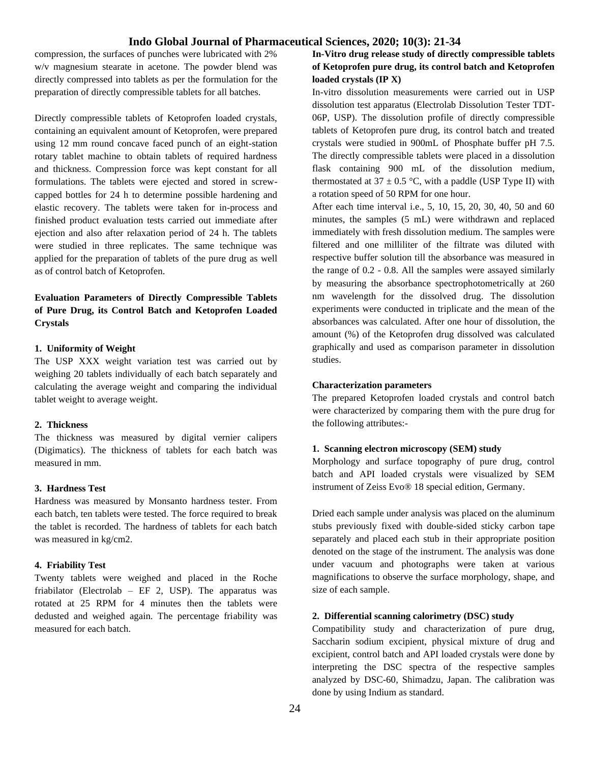compression, the surfaces of punches were lubricated with 2% w/v magnesium stearate in acetone. The powder blend was directly compressed into tablets as per the formulation for the preparation of directly compressible tablets for all batches.

Directly compressible tablets of Ketoprofen loaded crystals, containing an equivalent amount of Ketoprofen, were prepared using 12 mm round concave faced punch of an eight-station rotary tablet machine to obtain tablets of required hardness and thickness. Compression force was kept constant for all formulations. The tablets were ejected and stored in screw-capped bottles for 24 h to determine possible hardening and elastic recovery. The tablets were taken for in-process and finished product evaluation tests carried out immediate after ejection and also after relaxation period of 24 h. The tablets were studied in three replicates. The same technique was applied for the preparation of tablets of the pure drug as well as of control batch of Ketoprofen.

**Evaluation Parameters of Directly Compressible Tablets of Pure Drug, its Control Batch and Ketoprofen Loaded Crystals**

**1. Uniformity of Weight**

The USP XXX weight variation test was carried out by weighing 20 tablets individually of each batch separately and calculating the average weight and comparing the individual tablet weight to average weight.

**2. Thickness**

The thickness was measured by digital vernier calipers (Digimatics). The thickness of tablets for each batch was measured in mm.

**3. Hardness Test**

Hardness was measured by Monsanto hardness tester. From each batch, ten tablets were tested. The force required to break the tablet is recorded. The hardness of tablets for each batch was measured in kg/cm2.

**4. Friability Test**

Twenty tablets were weighed and placed in the Roche friabilator (Electrolab – EF 2, USP). The apparatus was rotated at 25 RPM for 4 minutes then the tablets were dedusted and weighed again. The percentage friability was measured for each batch.

**In-Vitro drug release study of directly compressible tablets of Ketoprofen pure drug, its control batch and Ketoprofen loaded crystals (IP X)**

In-vitro dissolution measurements were carried out in USP dissolution test apparatus (Electrolab Dissolution Tester TDT-06P, USP). The dissolution profile of directly compressible tablets of Ketoprofen pure drug, its control batch and treated crystals were studied in 900mL of Phosphate buffer pH 7.5. The directly compressible tablets were placed in a dissolution flask containing 900 mL of the dissolution medium, thermostated at $37 \pm 0.5$ °C, with a paddle (USP Type II) with a rotation speed of 50 RPM for one hour.

After each time interval i.e., 5, 10, 15, 20, 30, 40, 50 and 60 minutes, the samples (5 mL) were withdrawn and replaced immediately with fresh dissolution medium. The samples were filtered and one milliliter of the filtrate was diluted with respective buffer solution till the absorbance was measured in the range of 0.2 - 0.8. All the samples were assayed similarly by measuring the absorbance spectrophotometrically at 260 nm wavelength for the dissolved drug. The dissolution experiments were conducted in triplicate and the mean of the absorbances was calculated. After one hour of dissolution, the amount (%) of the Ketoprofen drug dissolved was calculated graphically and used as comparison parameter in dissolution studies.

**Characterization parameters**

The prepared Ketoprofen loaded crystals and control batch were characterized by comparing them with the pure drug for the following attributes:-

**1. Scanning electron microscopy (SEM) study**

Morphology and surface topography of pure drug, control batch and API loaded crystals were visualized by SEM instrument of Zeiss Evo® 18 special edition, Germany.

Dried each sample under analysis was placed on the aluminum stubs previously fixed with double-sided sticky carbon tape separately and placed each stub in their appropriate position denoted on the stage of the instrument. The analysis was done under vacuum and photographs were taken at various magnifications to observe the surface morphology, shape, and size of each sample.

**2. Differential scanning calorimetry (DSC) study**

Compatibility study and characterization of pure drug, Saccharin sodium excipient, physical mixture of drug and excipient, control batch and API loaded crystals were done by interpreting the DSC spectra of the respective samples analyzed by DSC-60, Shimadzu, Japan. The calibration was done by using Indium as standard.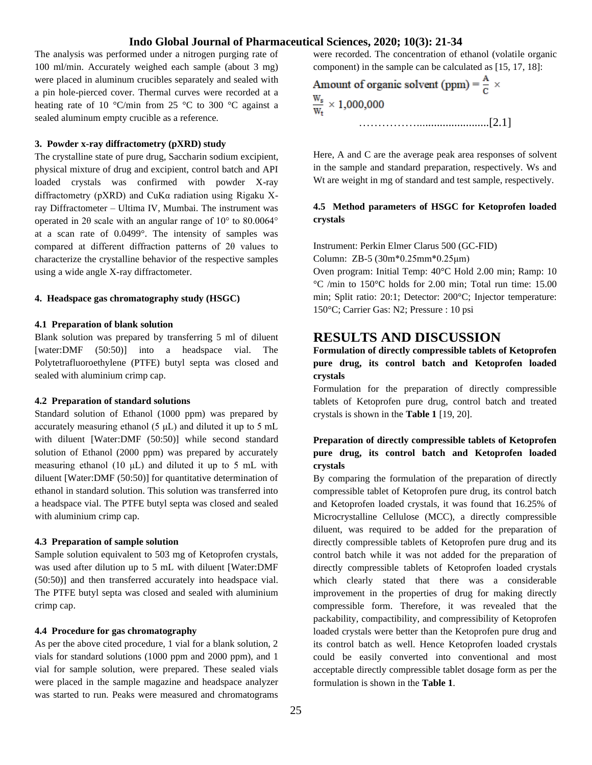The analysis was performed under a nitrogen purging rate of 100 ml/min. Accurately weighed each sample (about 3 mg) were placed in aluminum crucibles separately and sealed with a pin hole-pierced cover. Thermal curves were recorded at a heating rate of 10 °C/min from 25 °C to 300 °C against a sealed aluminum empty crucible as a reference.

#### 3. Powder x-ray diffractometry (pXRD) study

The crystalline state of pure drug, Saccharin sodium excipient, physical mixture of drug and excipient, control batch and API loaded crystals was confirmed with powder X-ray diffractometry (pXRD) and CuKα radiation using Rigaku X-ray Diffractometer – Ultima IV, Mumbai. The instrument was operated in 2θ scale with an angular range of 10° to 80.0064° at a scan rate of 0.0499°. The intensity of samples was compared at different diffraction patterns of 2θ values to characterize the crystalline behavior of the respective samples using a wide angle X-ray diffractometer.

#### 4. Headspace gas chromatography study (HSGC)

##### 4.1 Preparation of blank solution

Blank solution was prepared by transferring 5 ml of diluent [water:DMF (50:50)] into a headspace vial. The Polytetrafluoroethylene (PTFE) butyl septa was closed and sealed with aluminium crimp cap.

##### 4.2 Preparation of standard solutions

Standard solution of Ethanol (1000 ppm) was prepared by accurately measuring ethanol (5 µL) and diluted it up to 5 mL with diluent [Water:DMF (50:50)] while second standard solution of Ethanol (2000 ppm) was prepared by accurately measuring ethanol (10 µL) and diluted it up to 5 mL with diluent [Water:DMF (50:50)] for quantitative determination of ethanol in standard solution. This solution was transferred into a headspace vial. The PTFE butyl septa was closed and sealed with aluminium crimp cap.

##### 4.3 Preparation of sample solution

Sample solution equivalent to 503 mg of Ketoprofen crystals, was used after dilution up to 5 mL with diluent [Water:DMF (50:50)] and then transferred accurately into headspace vial. The PTFE butyl septa was closed and sealed with aluminium crimp cap.

##### 4.4 Procedure for gas chromatography

As per the above cited procedure, 1 vial for a blank solution, 2 vials for standard solutions (1000 ppm and 2000 ppm), and 1 vial for sample solution, were prepared. These sealed vials were placed in the sample magazine and headspace analyzer was started to run. Peaks were measured and chromatograms were recorded. The concentration of ethanol (volatile organic component) in the sample can be calculated as [15, 17, 18]:

$$\text{Amount of organic solvent (ppm)} = \frac{A}{C} \times \frac{W_s}{W_t} \times 1{,}000{,}000 \quad \text{[2.1]}$$

Here, A and C are the average peak area responses of solvent in the sample and standard preparation, respectively. Ws and Wt are weight in mg of standard and test sample, respectively.

##### 4.5 Method parameters of HSGC for Ketoprofen loaded crystals

Instrument: Perkin Elmer Clarus 500 (GC-FID)
Column: ZB-5 (30m*0.25mm*0.25µm)
Oven program: Initial Temp: 40°C Hold 2.00 min; Ramp: 10 °C /min to 150°C holds for 2.00 min; Total run time: 15.00 min; Split ratio: 20:1; Detector: 200°C; Injector temperature: 150°C; Carrier Gas: N2; Pressure : 10 psi

## RESULTS AND DISCUSSION

### Formulation of directly compressible tablets of Ketoprofen pure drug, its control batch and Ketoprofen loaded crystals

Formulation for the preparation of directly compressible tablets of Ketoprofen pure drug, control batch and treated crystals is shown in the **Table 1** [19, 20].

### Preparation of directly compressible tablets of Ketoprofen pure drug, its control batch and Ketoprofen loaded crystals

By comparing the formulation of the preparation of directly compressible tablet of Ketoprofen pure drug, its control batch and Ketoprofen loaded crystals, it was found that 16.25% of Microcrystalline Cellulose (MCC), a directly compressible diluent, was required to be added for the preparation of directly compressible tablets of Ketoprofen pure drug and its control batch while it was not added for the preparation of directly compressible tablets of Ketoprofen loaded crystals which clearly stated that there was a considerable improvement in the properties of drug for making directly compressible form. Therefore, it was revealed that the packability, compactibility, and compressibility of Ketoprofen loaded crystals were better than the Ketoprofen pure drug and its control batch as well. Hence Ketoprofen loaded crystals could be easily converted into conventional and most acceptable directly compressible tablet dosage form as per the formulation is shown in the **Table 1**.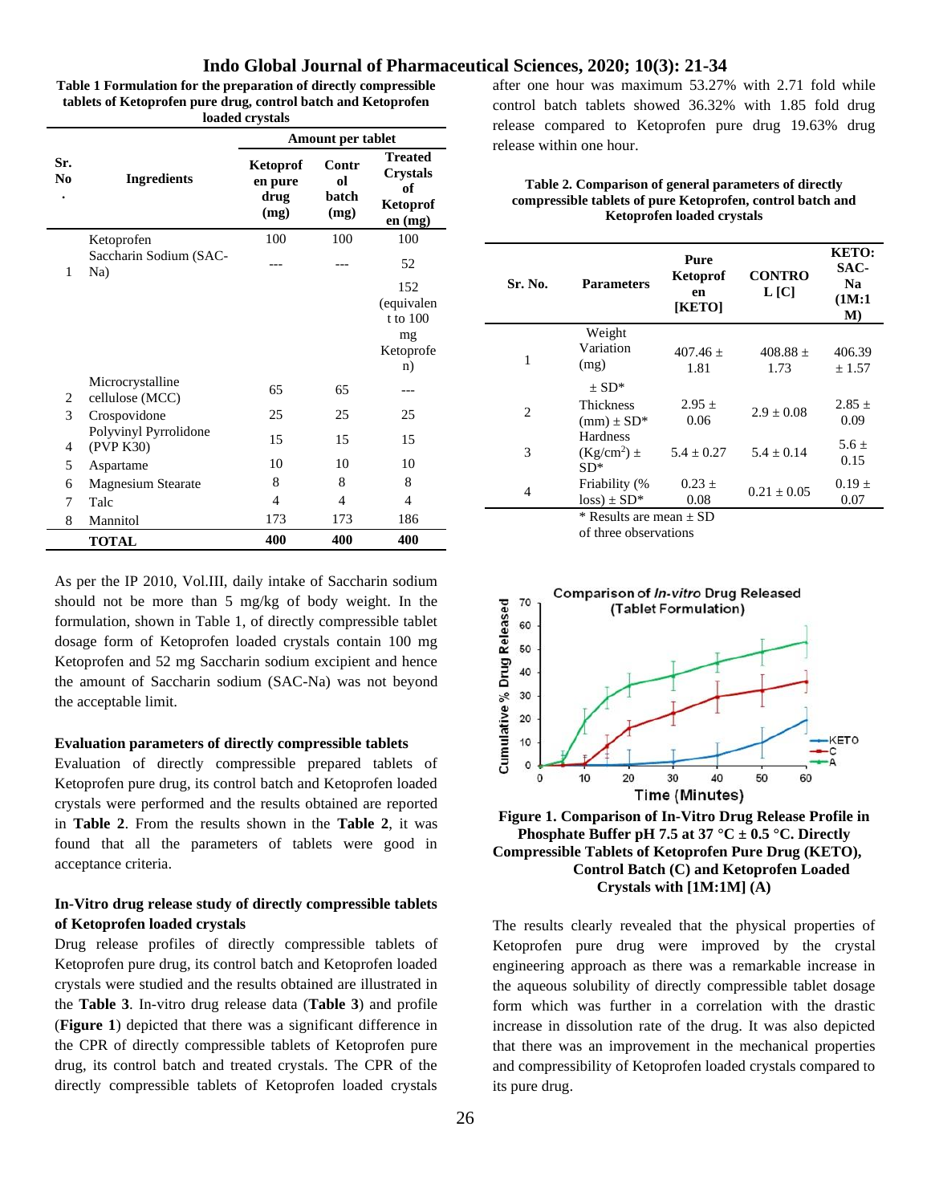**Table 1 Formulation for the preparation of directly compressible tablets of Ketoprofen pure drug, control batch and Ketoprofen loaded crystals**

| Sr. No. | Ingredients | Amount per tablet | | |
|---|---|---|---|---|
| | | Ketoprofen pure drug (mg) | Control batch (mg) | Treated Crystals of Ketoprofen (mg) |
| 1 | Ketoprofen | 100 | 100 | 100 |
| | Saccharin Sodium (SAC-Na) | --- | --- | 52 |
| | | | | 152 (equivalent to 100 mg Ketoprofen) |
| 2 | Microcrystalline cellulose (MCC) | 65 | 65 | --- |
| 3 | Crospovidone | 25 | 25 | 25 |
| 4 | Polyvinyl Pyrrolidone (PVP K30) | 15 | 15 | 15 |
| 5 | Aspartame | 10 | 10 | 10 |
| 6 | Magnesium Stearate | 8 | 8 | 8 |
| 7 | Talc | 4 | 4 | 4 |
| 8 | Mannitol | 173 | 173 | 186 |
| | **TOTAL** | **400** | **400** | **400** |

As per the IP 2010, Vol.III, daily intake of Saccharin sodium should not be more than 5 mg/kg of body weight. In the formulation, shown in Table 1, of directly compressible tablet dosage form of Ketoprofen loaded crystals contain 100 mg Ketoprofen and 52 mg Saccharin sodium excipient and hence the amount of Saccharin sodium (SAC-Na) was not beyond the acceptable limit.

### Evaluation parameters of directly compressible tablets

Evaluation of directly compressible prepared tablets of Ketoprofen pure drug, its control batch and Ketoprofen loaded crystals were performed and the results obtained are reported in **Table 2**. From the results shown in the **Table 2**, it was found that all the parameters of tablets were good in acceptance criteria.

### In-Vitro drug release study of directly compressible tablets of Ketoprofen loaded crystals

Drug release profiles of directly compressible tablets of Ketoprofen pure drug, its control batch and Ketoprofen loaded crystals were studied and the results obtained are illustrated in the **Table 3**. In-vitro drug release data (**Table 3**) and profile (**Figure 1**) depicted that there was a significant difference in the CPR of directly compressible tablets of Ketoprofen pure drug, its control batch and treated crystals. The CPR of the directly compressible tablets of Ketoprofen loaded crystals after one hour was maximum 53.27% with 2.71 fold while control batch tablets showed 36.32% with 1.85 fold drug release compared to Ketoprofen pure drug 19.63% drug release within one hour.

**Table 2. Comparison of general parameters of directly compressible tablets of pure Ketoprofen, control batch and Ketoprofen loaded crystals**

| Sr. No. | Parameters | Pure Ketoprofen [KETO] | CONTROL [C] | KETO: SAC-Na (1M:1M) |
|---|---|---|---|---|
| 1 | Weight Variation (mg) ± SD* | 407.46 ± 1.81 | 408.88 ± 1.73 | 406.39 ± 1.57 |
| 2 | Thickness (mm) ± SD* | 2.95 ± 0.06 | 2.9 ± 0.08 | 2.85 ± 0.09 |
| 3 | Hardness (Kg/cm$^2$) ± SD* | 5.4 ± 0.27 | 5.4 ± 0.14 | 5.6 ± 0.15 |
| 4 | Friability (% loss) ± SD* | 0.23 ± 0.08 | 0.21 ± 0.05 | 0.19 ± 0.07 |

\* Results are mean ± SD of three observations

**Figure 1. Comparison of In-Vitro Drug Release Profile in Phosphate Buffer pH 7.5 at 37 °C ± 0.5 °C. Directly Compressible Tablets of Ketoprofen Pure Drug (KETO), Control Batch (C) and Ketoprofen Loaded Crystals with [1M:1M] (A)**

The results clearly revealed that the physical properties of Ketoprofen pure drug were improved by the crystal engineering approach as there was a remarkable increase in the aqueous solubility of directly compressible tablet dosage form which was further in a correlation with the drastic increase in dissolution rate of the drug. It was also depicted that there was an improvement in the mechanical properties and compressibility of Ketoprofen loaded crystals compared to its pure drug.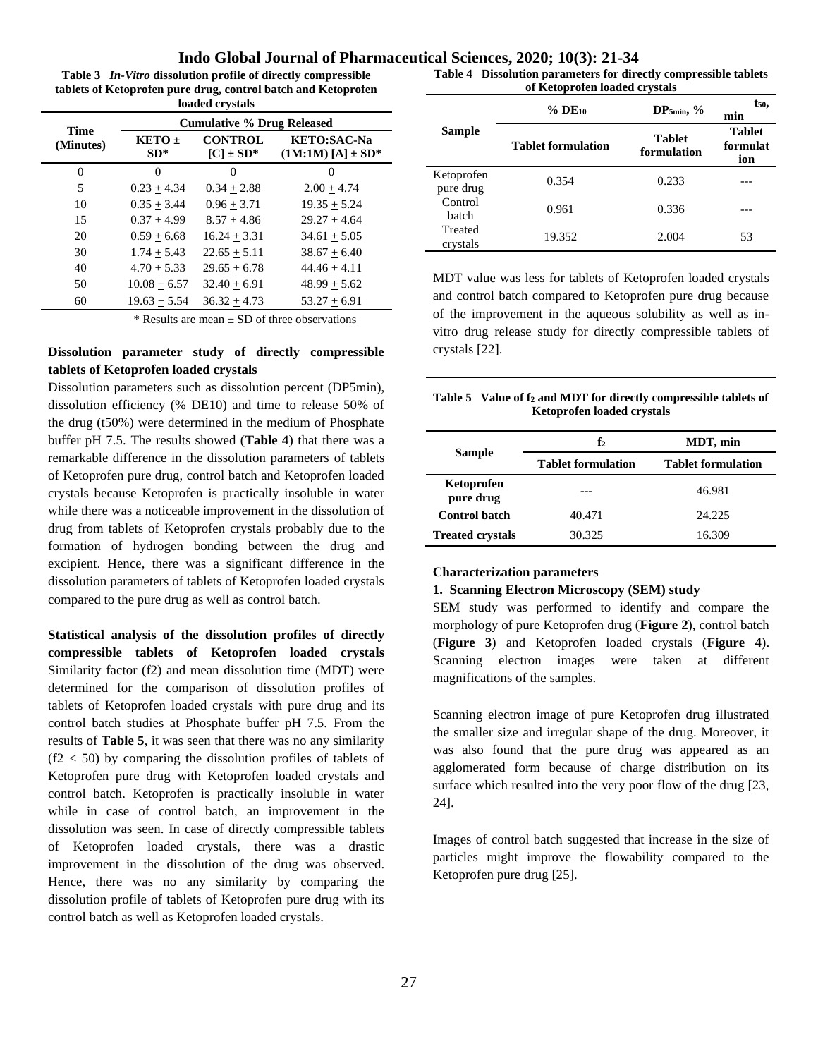**Table 3** *In-Vitro* **dissolution profile of directly compressible tablets of Ketoprofen pure drug, control batch and Ketoprofen loaded crystals**

| Time (Minutes) | Cumulative % Drug Released | | |
|---|---|---|---|
| | KETO ± SD* | CONTROL [C] ± SD* | KETO:SAC-Na (1M:1M) [A] ± SD* |
| 0 | 0 | 0 | 0 |
| 5 | 0.23 ± 4.34 | 0.34 ± 2.88 | 2.00 ± 4.74 |
| 10 | 0.35 ± 3.44 | 0.96 ± 3.71 | 19.35 ± 5.24 |
| 15 | 0.37 ± 4.99 | 8.57 ± 4.86 | 29.27 ± 4.64 |
| 20 | 0.59 ± 6.68 | 16.24 ± 3.31 | 34.61 ± 5.05 |
| 30 | 1.74 ± 5.43 | 22.65 ± 5.11 | 38.67 ± 6.40 |
| 40 | 4.70 ± 5.33 | 29.65 ± 6.78 | 44.46 ± 4.11 |
| 50 | 10.08 ± 6.57 | 32.40 ± 6.91 | 48.99 ± 5.62 |
| 60 | 19.63 ± 5.54 | 36.32 ± 4.73 | 53.27 ± 6.91 |

\* Results are mean ± SD of three observations

**Dissolution parameter study of directly compressible tablets of Ketoprofen loaded crystals**

Dissolution parameters such as dissolution percent (DP5min), dissolution efficiency (% DE10) and time to release 50% of the drug (t50%) were determined in the medium of Phosphate buffer pH 7.5. The results showed (**Table 4**) that there was a remarkable difference in the dissolution parameters of tablets of Ketoprofen pure drug, control batch and Ketoprofen loaded crystals because Ketoprofen is practically insoluble in water while there was a noticeable improvement in the dissolution of drug from tablets of Ketoprofen crystals probably due to the formation of hydrogen bonding between the drug and excipient. Hence, there was a significant difference in the dissolution parameters of tablets of Ketoprofen loaded crystals compared to the pure drug as well as control batch.

**Statistical analysis of the dissolution profiles of directly compressible tablets of Ketoprofen loaded crystals**

Similarity factor (f2) and mean dissolution time (MDT) were determined for the comparison of dissolution profiles of tablets of Ketoprofen loaded crystals with pure drug and its control batch studies at Phosphate buffer pH 7.5. From the results of **Table 5**, it was seen that there was no any similarity ($f_2 < 50$) by comparing the dissolution profiles of tablets of Ketoprofen pure drug with Ketoprofen loaded crystals and control batch. Ketoprofen is practically insoluble in water while in case of control batch, an improvement in the dissolution was seen. In case of directly compressible tablets of Ketoprofen loaded crystals, there was a drastic improvement in the dissolution of the drug was observed. Hence, there was no any similarity by comparing the dissolution profile of tablets of Ketoprofen pure drug with its control batch as well as Ketoprofen loaded crystals.

**Table 4 Dissolution parameters for directly compressible tablets of Ketoprofen loaded crystals**

| Sample | $\% DE_{10}$ | $DP_{5min}$, % | $t_{50}$, min |
|---|---|---|---|
| | Tablet formulation | Tablet formulation | Tablet formulation |
| Ketoprofen pure drug | 0.354 | 0.233 | --- |
| Control batch | 0.961 | 0.336 | --- |
| Treated crystals | 19.352 | 2.004 | 53 |

MDT value was less for tablets of Ketoprofen loaded crystals and control batch compared to Ketoprofen pure drug because of the improvement in the aqueous solubility as well as in-vitro drug release study for directly compressible tablets of crystals [22].

**Table 5 Value of $f_2$ and MDT for directly compressible tablets of Ketoprofen loaded crystals**

| Sample | $f_2$ | MDT, min |
|---|---|---|
| | Tablet formulation | Tablet formulation |
| **Ketoprofen pure drug** | --- | 46.981 |
| **Control batch** | 40.471 | 24.225 |
| **Treated crystals** | 30.325 | 16.309 |

**Characterization parameters**

**1. Scanning Electron Microscopy (SEM) study**

SEM study was performed to identify and compare the morphology of pure Ketoprofen drug (**Figure 2**), control batch (**Figure 3**) and Ketoprofen loaded crystals (**Figure 4**). Scanning electron images were taken at different magnifications of the samples.

Scanning electron image of pure Ketoprofen drug illustrated the smaller size and irregular shape of the drug. Moreover, it was also found that the pure drug was appeared as an agglomerated form because of charge distribution on its surface which resulted into the very poor flow of the drug [23, 24].

Images of control batch suggested that increase in the size of particles might improve the flowability compared to the Ketoprofen pure drug [25].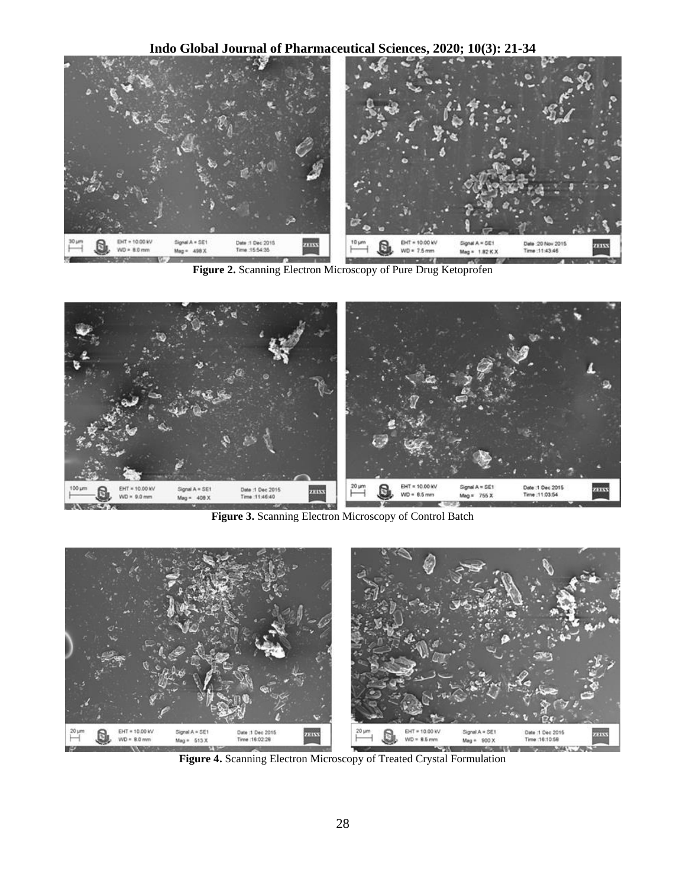**Figure 2.** Scanning Electron Microscopy of Pure Drug Ketoprofen

**Figure 3.** Scanning Electron Microscopy of Control Batch

**Figure 4.** Scanning Electron Microscopy of Treated Crystal Formulation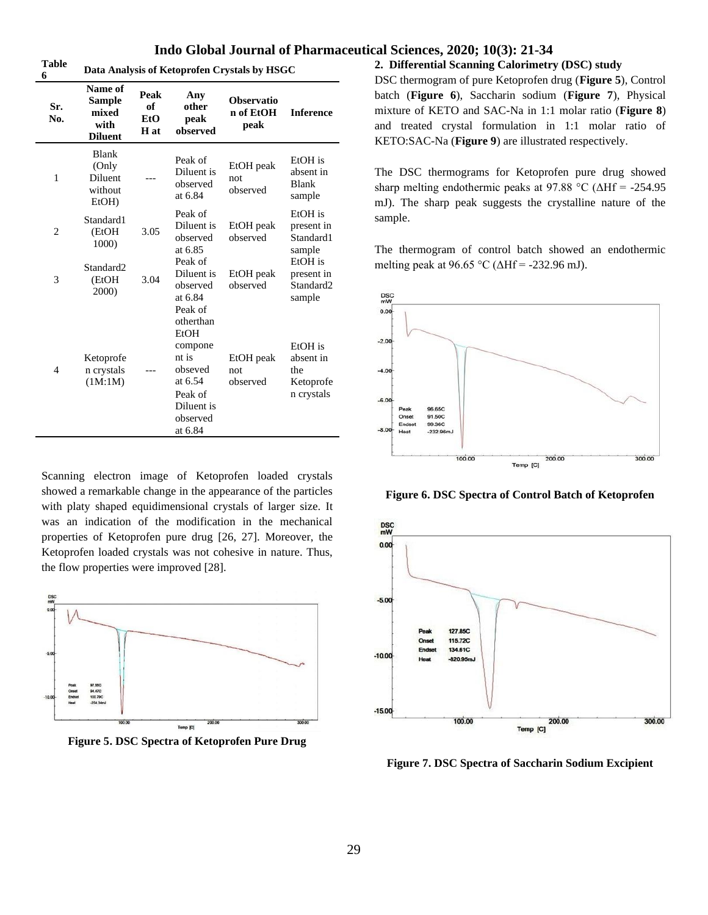**Table 6** Data Analysis of Ketoprofen Crystals by HSGC

| Sr. No. | Name of Sample mixed with Diluent | Peak of EtOH at | Any other peak observed | Observation of EtOH peak | Inference |
|---|---|---|---|---|---|
| 1 | Blank (Only Diluent without EtOH) | --- | Peak of Diluent is observed at 6.84 | EtOH peak not observed | EtOH is absent in Blank sample |
| 2 | Standard1 (EtOH 1000) | 3.05 | Peak of Diluent is observed at 6.85 | EtOH peak observed | EtOH is present in Standard1 sample |
| 3 | Standard2 (EtOH 2000) | 3.04 | Peak of Diluent is observed at 6.84 | EtOH peak observed | EtOH is present in Standard2 sample |
| 4 | Ketoprofen crystals (1M:1M) | --- | Peak of otherthan EtOH component is obseved at 6.54 Peak of Diluent is observed at 6.84 | EtOH peak not observed | EtOH is absent in the Ketoprofen crystals |

Scanning electron image of Ketoprofen loaded crystals showed a remarkable change in the appearance of the particles with platy shaped equidimensional crystals of larger size. It was an indication of the modification in the mechanical properties of Ketoprofen pure drug [26, 27]. Moreover, the Ketoprofen loaded crystals was not cohesive in nature. Thus, the flow properties were improved [28].

Figure 5. DSC Spectra of Ketoprofen Pure Drug

### 2. Differential Scanning Calorimetry (DSC) study

DSC thermogram of pure Ketoprofen drug (**Figure 5**), Control batch (**Figure 6**), Saccharin sodium (**Figure 7**), Physical mixture of KETO and SAC-Na in 1:1 molar ratio (**Figure 8**) and treated crystal formulation in 1:1 molar ratio of KETO:SAC-Na (**Figure 9**) are illustrated respectively.

The DSC thermograms for Ketoprofen pure drug showed sharp melting endothermic peaks at 97.88 °C (ΔHf = -254.95 mJ). The sharp peak suggests the crystalline nature of the sample.

The thermogram of control batch showed an endothermic melting peak at 96.65 °C (ΔHf = -232.96 mJ).

Figure 6. DSC Spectra of Control Batch of Ketoprofen

Figure 7. DSC Spectra of Saccharin Sodium Excipient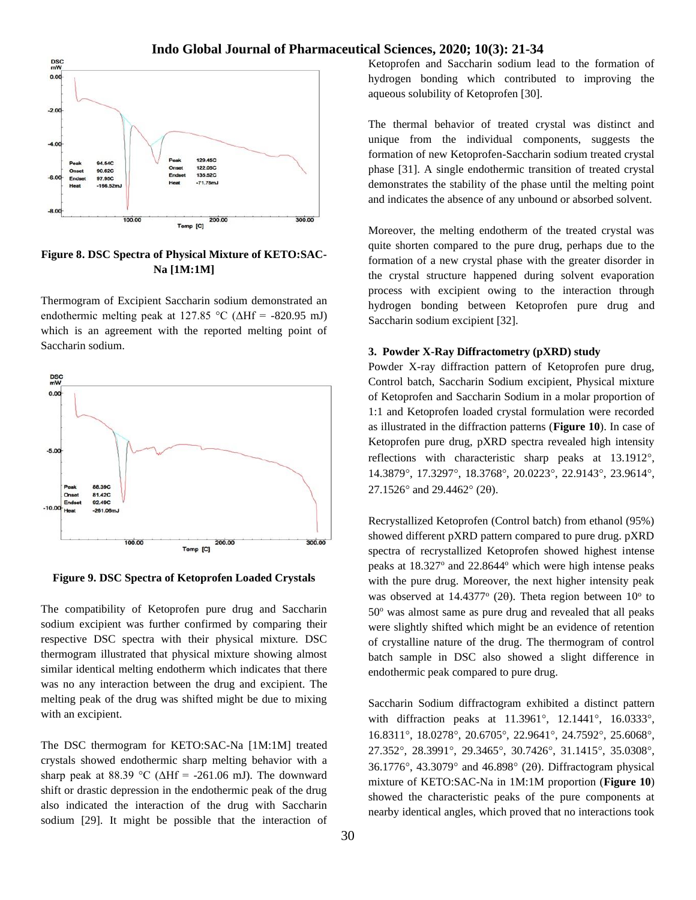Figure 8. DSC Spectra of Physical Mixture of KETO:SAC-Na [1M:1M]

Thermogram of Excipient Saccharin sodium demonstrated an endothermic melting peak at 127.85 °C (ΔHf = -820.95 mJ) which is an agreement with the reported melting point of Saccharin sodium.

**Figure 9. DSC Spectra of Ketoprofen Loaded Crystals**

The compatibility of Ketoprofen pure drug and Saccharin sodium excipient was further confirmed by comparing their respective DSC spectra with their physical mixture. DSC thermogram illustrated that physical mixture showing almost similar identical melting endotherm which indicates that there was no any interaction between the drug and excipient. The melting peak of the drug was shifted might be due to mixing with an excipient.

The DSC thermogram for KETO:SAC-Na [1M:1M] treated crystals showed endothermic sharp melting behavior with a sharp peak at 88.39 °C (ΔHf = -261.06 mJ). The downward shift or drastic depression in the endothermic peak of the drug also indicated the interaction of the drug with Saccharin sodium [29]. It might be possible that the interaction of Ketoprofen and Saccharin sodium lead to the formation of hydrogen bonding which contributed to improving the aqueous solubility of Ketoprofen [30].

The thermal behavior of treated crystal was distinct and unique from the individual components, suggests the formation of new Ketoprofen-Saccharin sodium treated crystal phase [31]. A single endothermic transition of treated crystal demonstrates the stability of the phase until the melting point and indicates the absence of any unbound or absorbed solvent.

Moreover, the melting endotherm of the treated crystal was quite shorten compared to the pure drug, perhaps due to the formation of a new crystal phase with the greater disorder in the crystal structure happened during solvent evaporation process with excipient owing to the interaction through hydrogen bonding between Ketoprofen pure drug and Saccharin sodium excipient [32].

### 3. Powder X-Ray Diffractometry (pXRD) study

Powder X-ray diffraction pattern of Ketoprofen pure drug, Control batch, Saccharin Sodium excipient, Physical mixture of Ketoprofen and Saccharin Sodium in a molar proportion of 1:1 and Ketoprofen loaded crystal formulation were recorded as illustrated in the diffraction patterns (**Figure 10**). In case of Ketoprofen pure drug, pXRD spectra revealed high intensity reflections with characteristic sharp peaks at 13.1912°, 14.3879°, 17.3297°, 18.3768°, 20.0223°, 22.9143°, 23.9614°, 27.1526° and 29.4462° (2θ).

Recrystallized Ketoprofen (Control batch) from ethanol (95%) showed different pXRD pattern compared to pure drug. pXRD spectra of recrystallized Ketoprofen showed highest intense peaks at 18.327° and 22.8644° which were high intense peaks with the pure drug. Moreover, the next higher intensity peak was observed at 14.4377° (2θ). Theta region between 10° to 50° was almost same as pure drug and revealed that all peaks were slightly shifted which might be an evidence of retention of crystalline nature of the drug. The thermogram of control batch sample in DSC also showed a slight difference in endothermic peak compared to pure drug.

Saccharin Sodium diffractogram exhibited a distinct pattern with diffraction peaks at 11.3961°, 12.1441°, 16.0333°, 16.8311°, 18.0278°, 20.6705°, 22.9641°, 24.7592°, 25.6068°, 27.352°, 28.3991°, 29.3465°, 30.7426°, 31.1415°, 35.0308°, 36.1776°, 43.3079° and 46.898° (2θ). Diffractogram physical mixture of KETO:SAC-Na in 1M:1M proportion (**Figure 10**) showed the characteristic peaks of the pure components at nearby identical angles, which proved that no interactions took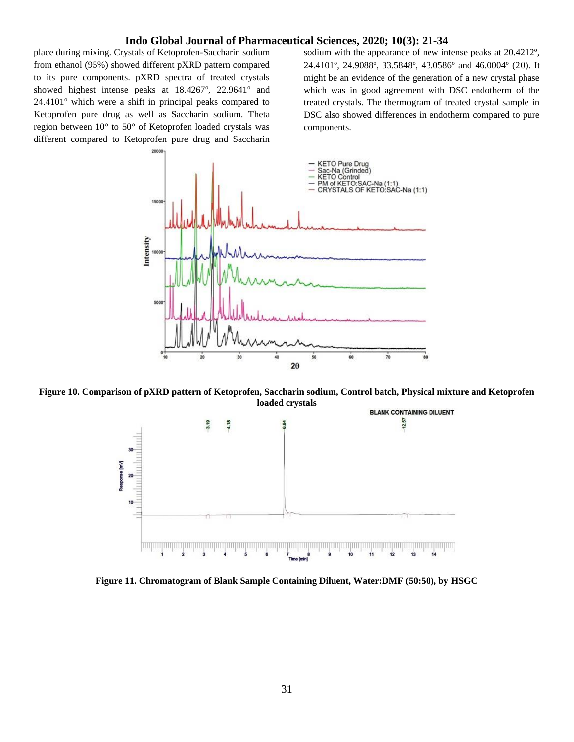place during mixing. Crystals of Ketoprofen-Saccharin sodium from ethanol (95%) showed different pXRD pattern compared to its pure components. pXRD spectra of treated crystals showed highest intense peaks at 18.4267°, 22.9641° and 24.4101° which were a shift in principal peaks compared to Ketoprofen pure drug as well as Saccharin sodium. Theta region between 10° to 50° of Ketoprofen loaded crystals was different compared to Ketoprofen pure drug and Saccharin sodium with the appearance of new intense peaks at 20.4212°, 24.4101°, 24.9088°, 33.5848°, 43.0586° and 46.0004° (2θ). It might be an evidence of the generation of a new crystal phase which was in good agreement with DSC endotherm of the treated crystals. The thermogram of treated crystal sample in DSC also showed differences in endotherm compared to pure components.

**Figure 10. Comparison of pXRD pattern of Ketoprofen, Saccharin sodium, Control batch, Physical mixture and Ketoprofen loaded crystals**

**Figure 11. Chromatogram of Blank Sample Containing Diluent, Water:DMF (50:50), by HSGC**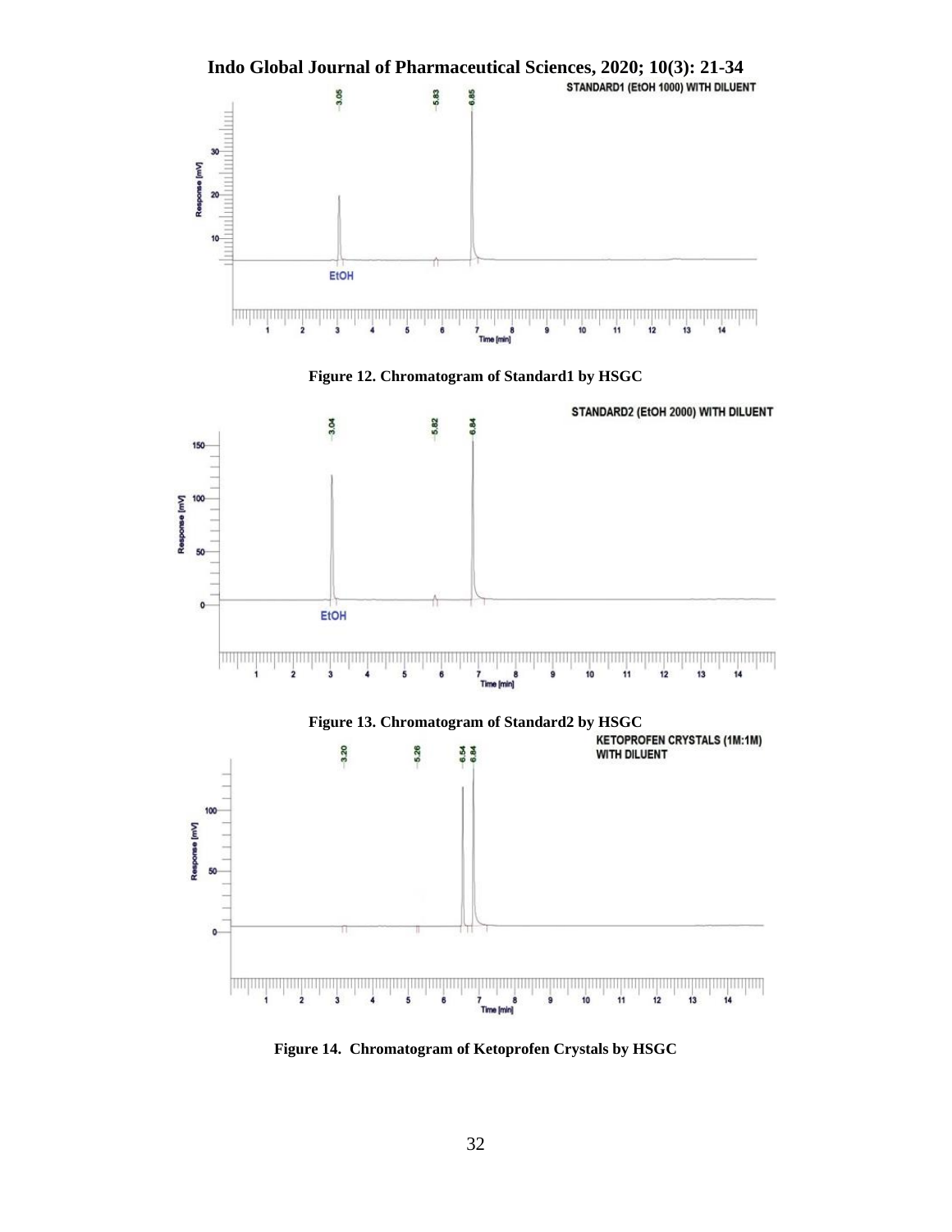STANDARD1 (EtOH 1000) WITH DILUENT

Figure 12. Chromatogram of Standard1 by HSGC

STANDARD2 (EtOH 2000) WITH DILUENT

Figure 13. Chromatogram of Standard2 by HSGC

KETOPROFEN CRYSTALS (1M:1M) WITH DILUENT

Figure 14. Chromatogram of Ketoprofen Crystals by HSGC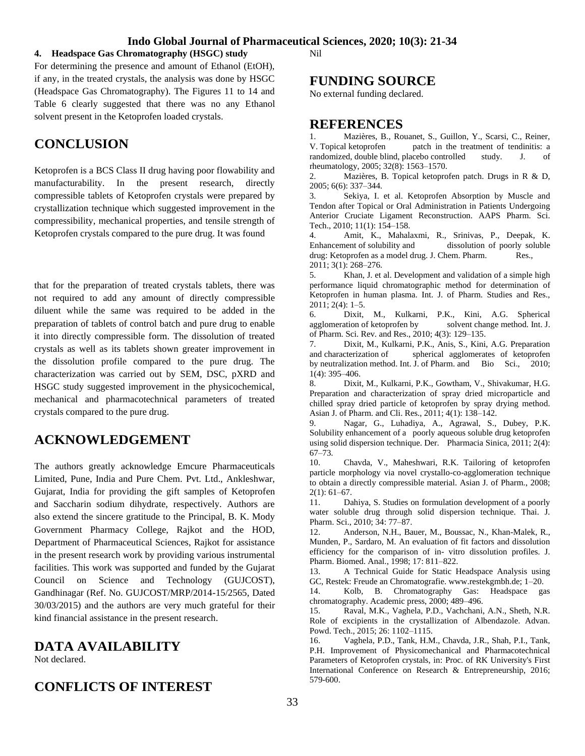### 4. Headspace Gas Chromatography (HSGC) study

For determining the presence and amount of Ethanol (EtOH), if any, in the treated crystals, the analysis was done by HSGC (Headspace Gas Chromatography). The Figures 11 to 14 and Table 6 clearly suggested that there was no any Ethanol solvent present in the Ketoprofen loaded crystals.

## CONCLUSION

Ketoprofen is a BCS Class II drug having poor flowability and manufacturability. In the present research, directly compressible tablets of Ketoprofen crystals were prepared by crystallization technique which suggested improvement in the compressibility, mechanical properties, and tensile strength of Ketoprofen crystals compared to the pure drug. It was found that for the preparation of treated crystals tablets, there was not required to add any amount of directly compressible diluent while the same was required to be added in the preparation of tablets of control batch and pure drug to enable it into directly compressible form. The dissolution of treated crystals as well as its tablets shown greater improvement in the dissolution profile compared to the pure drug. The characterization was carried out by SEM, DSC, pXRD and HSGC study suggested improvement in the physicochemical, mechanical and pharmacotechnical parameters of treated crystals compared to the pure drug.

## ACKNOWLEDGEMENT

The authors greatly acknowledge Emcure Pharmaceuticals Limited, Pune, India and Pure Chem. Pvt. Ltd., Ankleshwar, Gujarat, India for providing the gift samples of Ketoprofen and Saccharin sodium dihydrate, respectively. Authors are also extend the sincere gratitude to the Principal, B. K. Mody Government Pharmacy College, Rajkot and the HOD, Department of Pharmaceutical Sciences, Rajkot for assistance in the present research work by providing various instrumental facilities. This work was supported and funded by the Gujarat Council on Science and Technology (GUJCOST), Gandhinagar (Ref. No. GUJCOST/MRP/2014-15/2565, Dated 30/03/2015) and the authors are very much grateful for their kind financial assistance in the present research.

## DATA AVAILABILITY

Not declared.

## CONFLICTS OF INTEREST

Nil

## FUNDING SOURCE

No external funding declared.

## REFERENCES

1. Mazières, B., Rouanet, S., Guillon, Y., Scarsi, C., Reiner, V. Topical ketoprofen patch in the treatment of tendinitis: a randomized, double blind, placebo controlled study. J. of rheumatology, 2005; 32(8): 1563–1570.
2. Mazières, B. Topical ketoprofen patch. Drugs in R & D, 2005; 6(6): 337–344.
3. Sekiya, I. et al. Ketoprofen Absorption by Muscle and Tendon after Topical or Oral Administration in Patients Undergoing Anterior Cruciate Ligament Reconstruction. AAPS Pharm. Sci. Tech., 2010; 11(1): 154–158.
4. Amit, K., Mahalaxmi, R., Srinivas, P., Deepak, K. Enhancement of solubility and dissolution of poorly soluble drug: Ketoprofen as a model drug. J. Chem. Pharm. Res., 2011; 3(1): 268–276.
5. Khan, J. et al. Development and validation of a simple high performance liquid chromatographic method for determination of Ketoprofen in human plasma. Int. J. of Pharm. Studies and Res., 2011; 2(4): 1–5.
6. Dixit, M., Kulkarni, P.K., Kini, A.G. Spherical agglomeration of ketoprofen by solvent change method. Int. J. of Pharm. Sci. Rev. and Res., 2010; 4(3): 129–135.
7. Dixit, M., Kulkarni, P.K., Anis, S., Kini, A.G. Preparation and characterization of spherical agglomerates of ketoprofen by neutralization method. Int. J. of Pharm. and Bio Sci., 2010; 1(4): 395–406.
8. Dixit, M., Kulkarni, P.K., Gowtham, V., Shivakumar, H.G. Preparation and characterization of spray dried microparticle and chilled spray dried particle of ketoprofen by spray drying method. Asian J. of Pharm. and Cli. Res., 2011; 4(1): 138–142.
9. Nagar, G., Luhadiya, A., Agrawal, S., Dubey, P.K. Solubility enhancement of a poorly aqueous soluble drug ketoprofen using solid dispersion technique. Der. Pharmacia Sinica, 2011; 2(4): 67–73.
10. Chavda, V., Maheshwari, R.K. Tailoring of ketoprofen particle morphology via novel crystallo-co-agglomeration technique to obtain a directly compressible material. Asian J. of Pharm., 2008; 2(1): 61–67.
11. Dahiya, S. Studies on formulation development of a poorly water soluble drug through solid dispersion technique. Thai. J. Pharm. Sci., 2010; 34: 77–87.
12. Anderson, N.H., Bauer, M., Boussac, N., Khan-Malek, R., Munden, P., Sardaro, M. An evaluation of fit factors and dissolution efficiency for the comparison of in- vitro dissolution profiles. J. Pharm. Biomed. Anal., 1998; 17: 811–822.
13. A Technical Guide for Static Headspace Analysis using GC, Restek: Freude an Chromatografie. www.restekgmbh.de; 1–20.
14. Kolb, B. Chromatography Gas: Headspace gas chromatography. Academic press, 2000; 489–496.
15. Raval, M.K., Vaghela, P.D., Vachchani, A.N., Sheth, N.R. Role of excipients in the crystallization of Albendazole. Advan. Powd. Tech., 2015; 26: 1102–1115.
16. Vaghela, P.D., Tank, H.M., Chavda, J.R., Shah, P.I., Tank, P.H. Improvement of Physicomechanical and Pharmacotechnical Parameters of Ketoprofen crystals, in: Proc. of RK University's First International Conference on Research & Entrepreneurship, 2016; 579-600.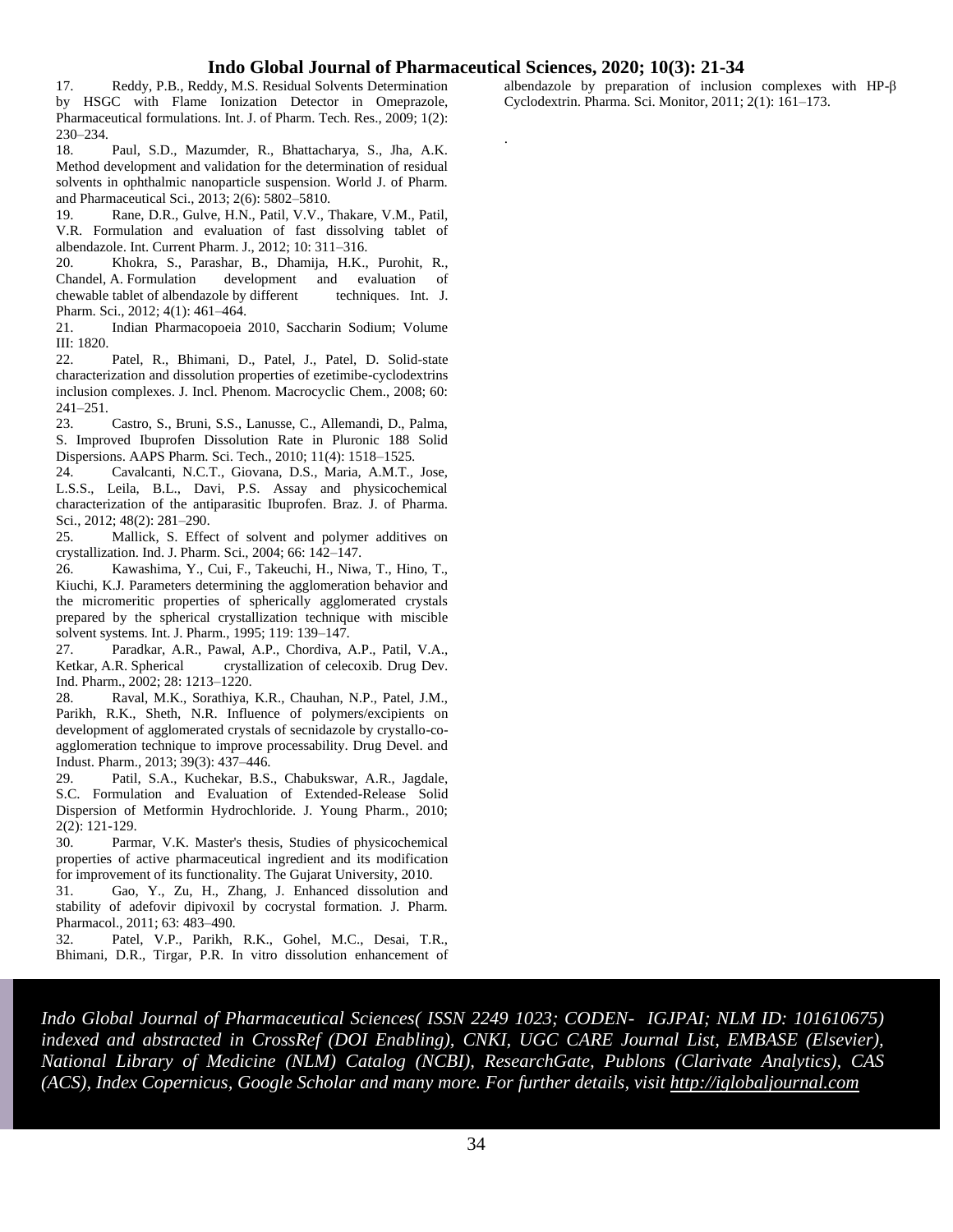17. Reddy, P.B., Reddy, M.S. Residual Solvents Determination by HSGC with Flame Ionization Detector in Omeprazole, Pharmaceutical formulations. Int. J. of Pharm. Tech. Res., 2009; 1(2): 230–234.

18. Paul, S.D., Mazumder, R., Bhattacharya, S., Jha, A.K. Method development and validation for the determination of residual solvents in ophthalmic nanoparticle suspension. World J. of Pharm. and Pharmaceutical Sci., 2013; 2(6): 5802–5810.

19. Rane, D.R., Gulve, H.N., Patil, V.V., Thakare, V.M., Patil, V.R. Formulation and evaluation of fast dissolving tablet of albendazole. Int. Current Pharm. J., 2012; 10: 311–316.

20. Khokra, S., Parashar, B., Dhamija, H.K., Purohit, R., Chandel, A. Formulation development and evaluation of chewable tablet of albendazole by different techniques. Int. J. Pharm. Sci., 2012; 4(1): 461–464.

21. Indian Pharmacopoeia 2010, Saccharin Sodium; Volume III: 1820.

22. Patel, R., Bhimani, D., Patel, J., Patel, D. Solid-state characterization and dissolution properties of ezetimibe-cyclodextrins inclusion complexes. J. Incl. Phenom. Macrocyclic Chem., 2008; 60: 241–251.

23. Castro, S., Bruni, S.S., Lanusse, C., Allemandi, D., Palma, S. Improved Ibuprofen Dissolution Rate in Pluronic 188 Solid Dispersions. AAPS Pharm. Sci. Tech., 2010; 11(4): 1518–1525.

24. Cavalcanti, N.C.T., Giovana, D.S., Maria, A.M.T., Jose, L.S.S., Leila, B.L., Davi, P.S. Assay and physicochemical characterization of the antiparasitic Ibuprofen. Braz. J. of Pharma. Sci., 2012; 48(2): 281–290.

25. Mallick, S. Effect of solvent and polymer additives on crystallization. Ind. J. Pharm. Sci., 2004; 66: 142–147.

26. Kawashima, Y., Cui, F., Takeuchi, H., Niwa, T., Hino, T., Kiuchi, K.J. Parameters determining the agglomeration behavior and the micromeritic properties of spherically agglomerated crystals prepared by the spherical crystallization technique with miscible solvent systems. Int. J. Pharm., 1995; 119: 139–147.

27. Paradkar, A.R., Pawal, A.P., Chordiva, A.P., Patil, V.A., Ketkar, A.R. Spherical crystallization of celecoxib. Drug Dev. Ind. Pharm., 2002; 28: 1213–1220.

28. Raval, M.K., Sorathiya, K.R., Chauhan, N.P., Patel, J.M., Parikh, R.K., Sheth, N.R. Influence of polymers/excipients on development of agglomerated crystals of secnidazole by crystallo-co-agglomeration technique to improve processability. Drug Devel. and Indust. Pharm., 2013; 39(3): 437–446.

29. Patil, S.A., Kuchekar, B.S., Chabukswar, A.R., Jagdale, S.C. Formulation and Evaluation of Extended-Release Solid Dispersion of Metformin Hydrochloride. J. Young Pharm., 2010; 2(2): 121-129.

30. Parmar, V.K. Master's thesis, Studies of physicochemical properties of active pharmaceutical ingredient and its modification for improvement of its functionality. The Gujarat University, 2010.

31. Gao, Y., Zu, H., Zhang, J. Enhanced dissolution and stability of adefovir dipivoxil by cocrystal formation. J. Pharm. Pharmacol., 2011; 63: 483–490.

32. Patel, V.P., Parikh, R.K., Gohel, M.C., Desai, T.R., Bhimani, D.R., Tirgar, P.R. In vitro dissolution enhancement of albendazole by preparation of inclusion complexes with HP-β Cyclodextrin. Pharma. Sci. Monitor, 2011; 2(1): 161–173.

*Indo Global Journal of Pharmaceutical Sciences( ISSN 2249 1023; CODEN- IGJPAI; NLM ID: 101610675) indexed and abstracted in CrossRef (DOI Enabling), CNKI, UGC CARE Journal List, EMBASE (Elsevier), National Library of Medicine (NLM) Catalog (NCBI), ResearchGate, Publons (Clarivate Analytics), CAS (ACS), Index Copernicus, Google Scholar and many more. For further details, visit http://iglobaljournal.com*